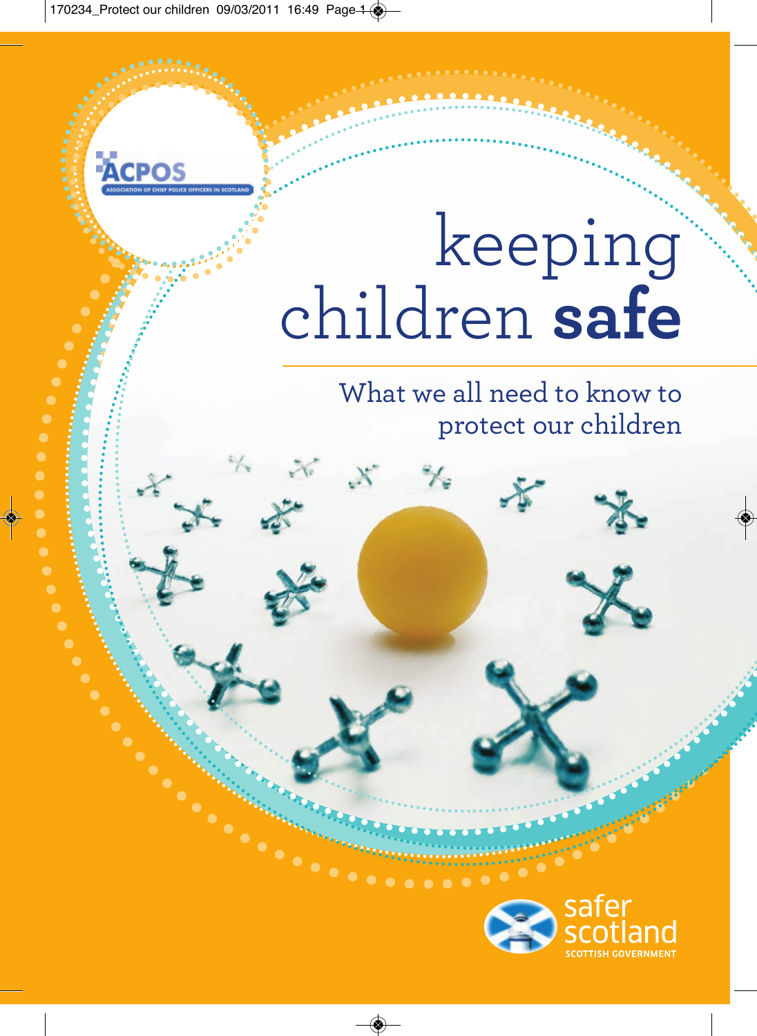ACPOS

ASSOCIATION OF CHIEF POLICE OFFICERS IN SCOTLAND

# keeping children **safe**

## What we all need to know to protect our children

safer scotland

SCOTTISH GOVERNMENT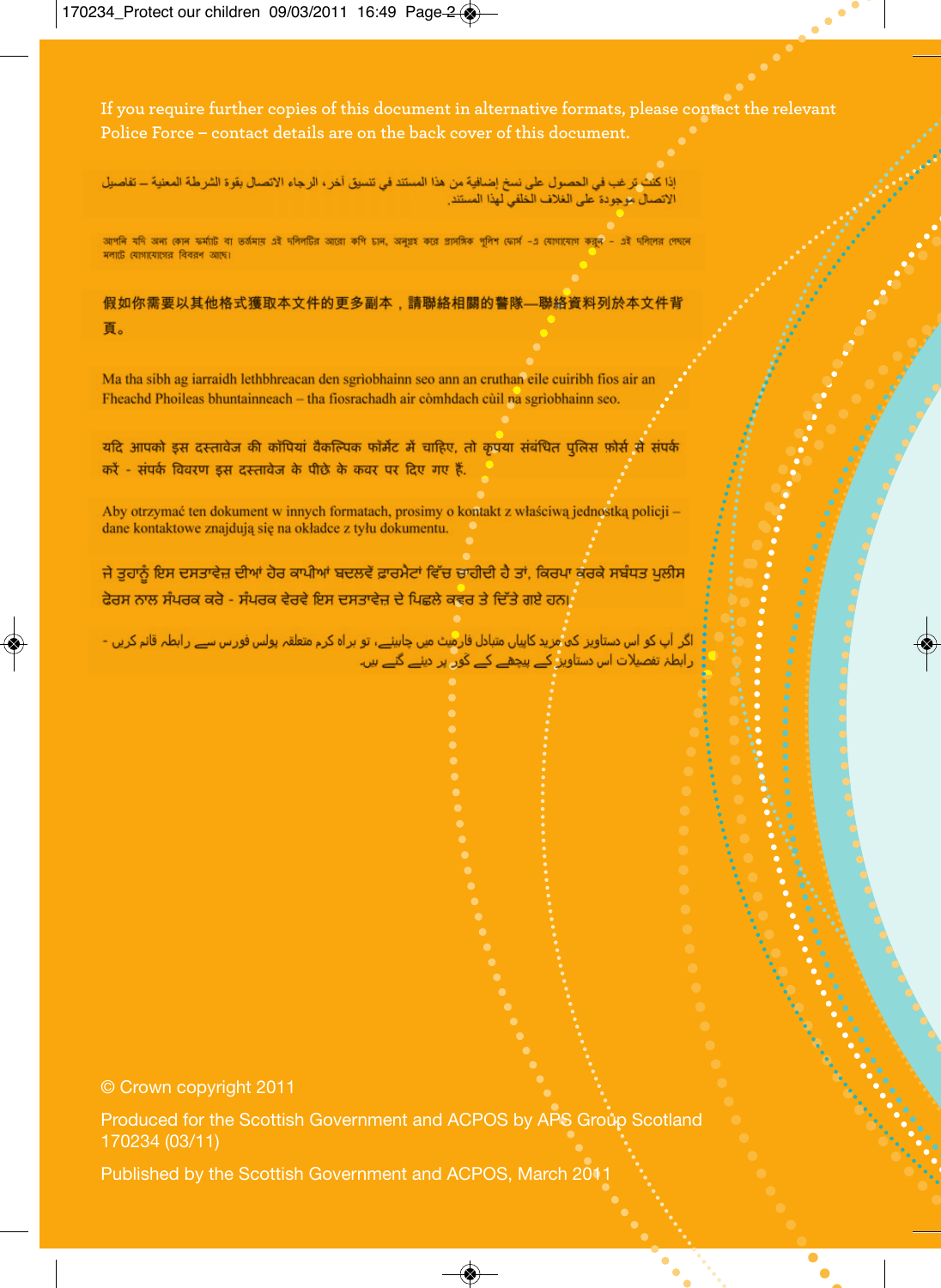If you require further copies of this document in alternative formats, please contact the relevant Police Force – contact details are on the back cover of this document.

إذا كنت ترغب في الحصول على نسخ إضافية من هذا المستند في تنسيق آخر، الرجاء الاتصال بقوة الشرطة المعنية – تفاصيل الاتصال موجودة على الغلاف الخلفي لهذا المستند.

আপনি যদি অন্য কোন ফর্ম্যাট বা ভর্জমায় এই দলিলটির আরো কপি চান, অনুগ্রহ করে প্রাসঙ্গিক পুলিশ ফোর্স -এ যোগাযোগ করুন - এই দলিলের পেছনে মলাটে যোগাযোগের বিবরণ আছে।

假如你需要以其他格式獲取本文件的更多副本，請聯絡相關的警隊—聯絡資料列於本文件背頁。

Ma tha sibh ag iarraidh lethbhreacan den sgrìobhainn seo ann an cruthan eile cuiribh fios air an Fheachd Phoileas bhuntainneach – tha fiosrachadh air còmhdach cùil na sgrìobhainn seo.

यदि आपको इस दस्तावेज की कॉपियां वैकल्पिक फॉर्मेट में चाहिए, तो कृपया संबंधित पुलिस फ़ोर्स से संपर्क करें - संपर्क विवरण इस दस्तावेज के पीछे के कवर पर दिए गए हैं.

Aby otrzymać ten dokument w innych formatach, prosimy o kontakt z właściwą jednostką policji – dane kontaktowe znajdują się na okładce z tyłu dokumentu.

ਜੇ ਤੁਹਾਨੂੰ ਇਸ ਦਸਤਾਵੇਜ਼ ਦੀਆਂ ਹੋਰ ਕਾਪੀਆਂ ਬਦਲਵੇਂ ਫ਼ਾਰਮੈਟਾਂ ਵਿੱਚ ਚਾਹੀਦੀ ਹੈ ਤਾਂ, ਕਿਰਪਾ ਕਰਕੇ ਸਬੰਧਤ ਪੁਲੀਸ ਫੋਰਸ ਨਾਲ ਸੰਪਰਕ ਕਰੋ - ਸੰਪਰਕ ਵੇਰਵੇ ਇਸ ਦਸਤਾਵੇਜ਼ ਦੇ ਪਿਛਲੇ ਕਵਰ ਤੇ ਦਿੱਤੇ ਗਏ ਹਨ।

اگر آپ کو اس دستاویز کی مزید کاپیاں متبادل فارمیٹ میں چاہیئے، تو براہ کرم متعلقہ پولس فورس سے رابطہ قائم کریں - رابطہ تفصیلات اس دستاویز کے پیچھے کے کَور پر دیئے گئے ہیں۔

© Crown copyright 2011

Produced for the Scottish Government and ACPOS by APS Group Scotland
170234 (03/11)

Published by the Scottish Government and ACPOS, March 2011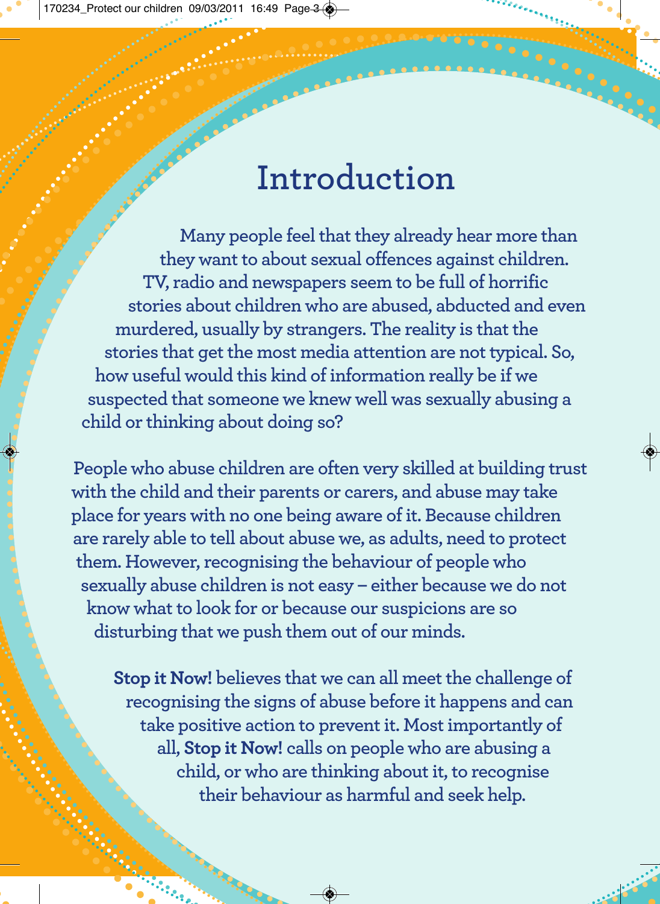# Introduction

Many people feel that they already hear more than they want to about sexual offences against children. TV, radio and newspapers seem to be full of horrific stories about children who are abused, abducted and even murdered, usually by strangers. The reality is that the stories that get the most media attention are not typical. So, how useful would this kind of information really be if we suspected that someone we knew well was sexually abusing a child or thinking about doing so?

People who abuse children are often very skilled at building trust with the child and their parents or carers, and abuse may take place for years with no one being aware of it. Because children are rarely able to tell about abuse we, as adults, need to protect them. However, recognising the behaviour of people who sexually abuse children is not easy – either because we do not know what to look for or because our suspicions are so disturbing that we push them out of our minds.

**Stop it Now!** believes that we can all meet the challenge of recognising the signs of abuse before it happens and can take positive action to prevent it. Most importantly of all, **Stop it Now!** calls on people who are abusing a child, or who are thinking about it, to recognise their behaviour as harmful and seek help.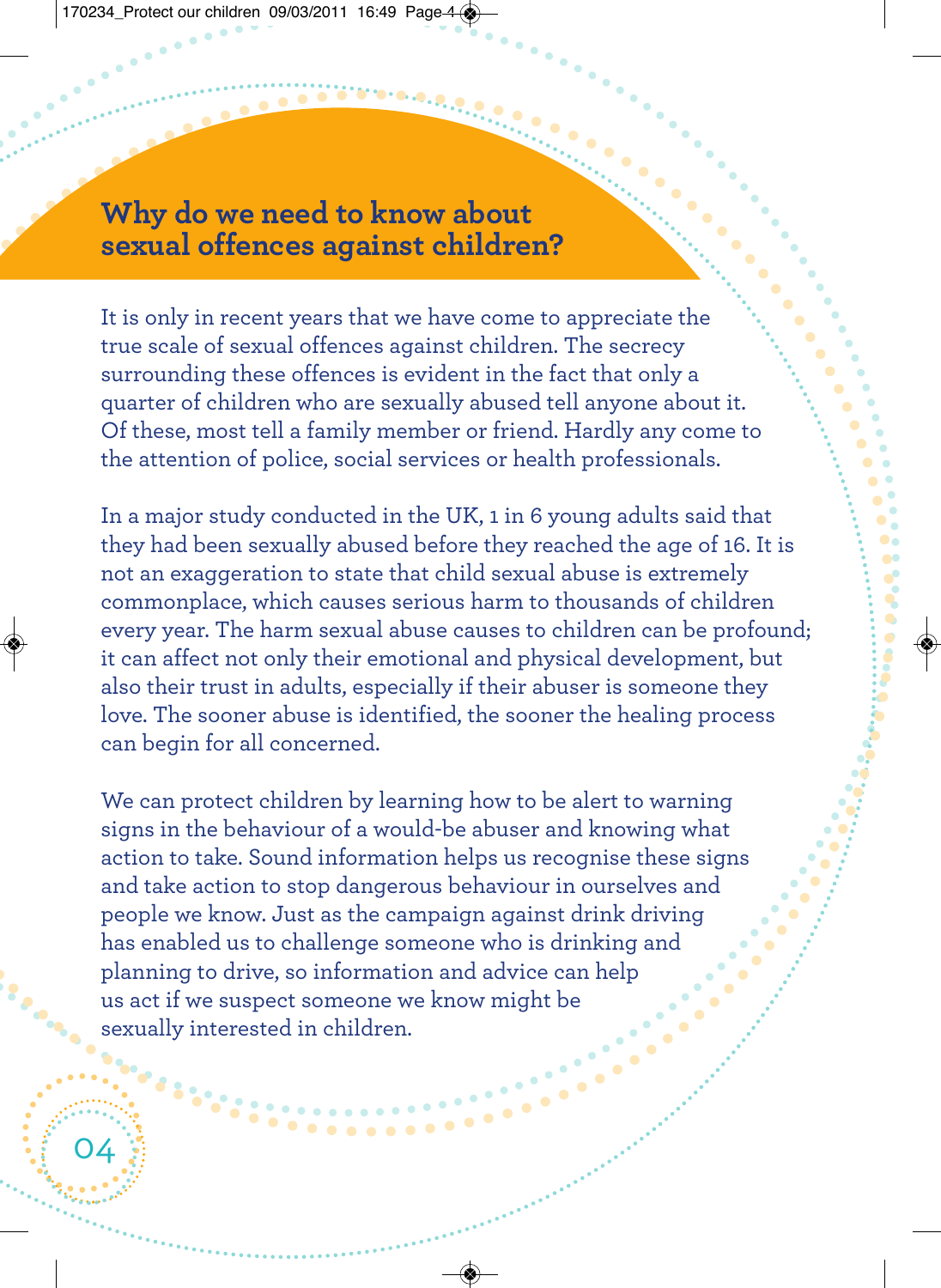## Why do we need to know about sexual offences against children?

It is only in recent years that we have come to appreciate the true scale of sexual offences against children. The secrecy surrounding these offences is evident in the fact that only a quarter of children who are sexually abused tell anyone about it. Of these, most tell a family member or friend. Hardly any come to the attention of police, social services or health professionals.

In a major study conducted in the UK, 1 in 6 young adults said that they had been sexually abused before they reached the age of 16. It is not an exaggeration to state that child sexual abuse is extremely commonplace, which causes serious harm to thousands of children every year. The harm sexual abuse causes to children can be profound; it can affect not only their emotional and physical development, but also their trust in adults, especially if their abuser is someone they love. The sooner abuse is identified, the sooner the healing process can begin for all concerned.

We can protect children by learning how to be alert to warning signs in the behaviour of a would-be abuser and knowing what action to take. Sound information helps us recognise these signs and take action to stop dangerous behaviour in ourselves and people we know. Just as the campaign against drink driving has enabled us to challenge someone who is drinking and planning to drive, so information and advice can help us act if we suspect someone we know might be sexually interested in children.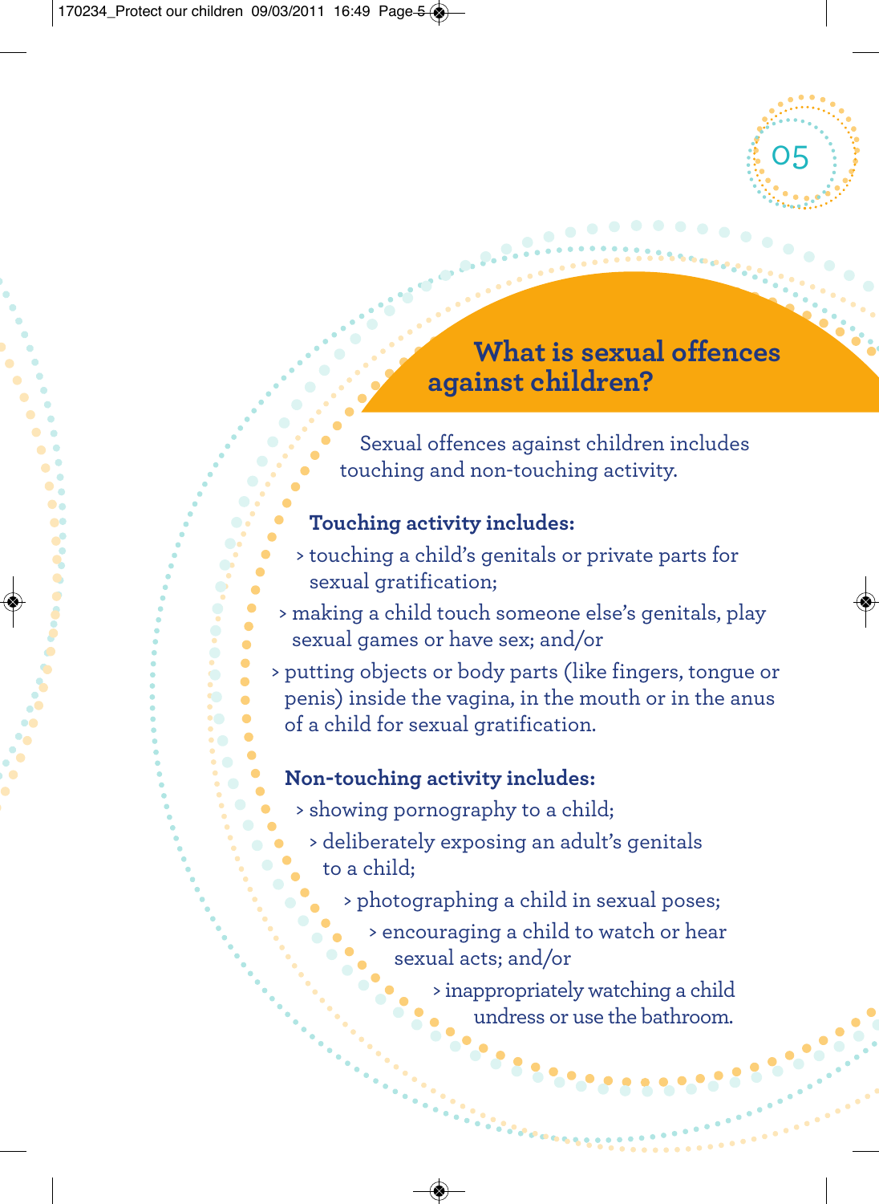## What is sexual offences against children?

Sexual offences against children includes touching and non-touching activity.

**Touching activity includes:**

- touching a child's genitals or private parts for sexual gratification;
- making a child touch someone else's genitals, play sexual games or have sex; and/or
- putting objects or body parts (like fingers, tongue or penis) inside the vagina, in the mouth or in the anus of a child for sexual gratification.

**Non-touching activity includes:**

- showing pornography to a child;
- deliberately exposing an adult's genitals to a child;
- photographing a child in sexual poses;
- encouraging a child to watch or hear sexual acts; and/or
- inappropriately watching a child undress or use the bathroom.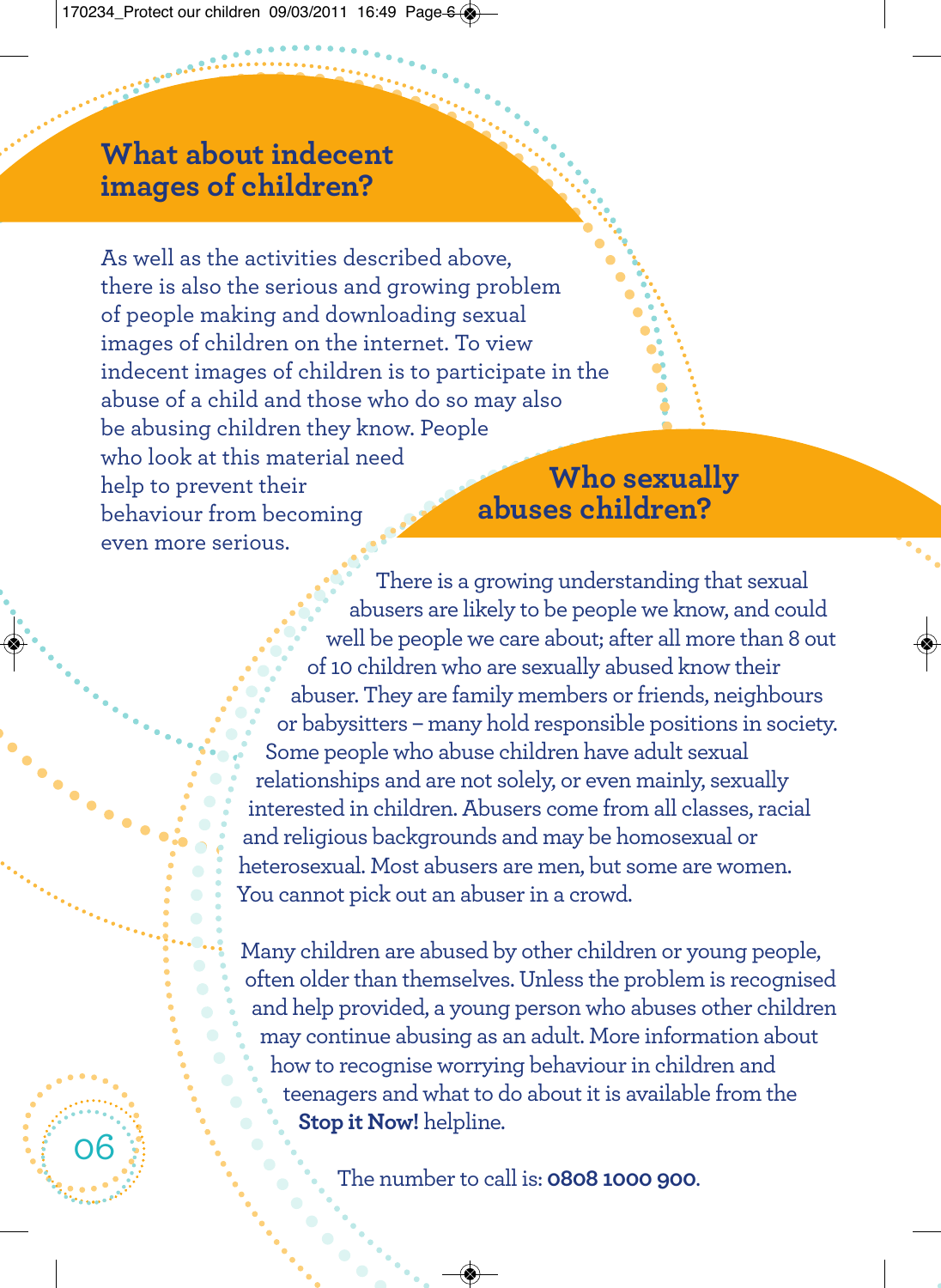## What about indecent images of children?

As well as the activities described above, there is also the serious and growing problem of people making and downloading sexual images of children on the internet. To view indecent images of children is to participate in the abuse of a child and those who do so may also be abusing children they know. People who look at this material need help to prevent their behaviour from becoming even more serious.

## Who sexually abuses children?

There is a growing understanding that sexual abusers are likely to be people we know, and could well be people we care about; after all more than 8 out of 10 children who are sexually abused know their abuser. They are family members or friends, neighbours or babysitters – many hold responsible positions in society. Some people who abuse children have adult sexual relationships and are not solely, or even mainly, sexually interested in children. Abusers come from all classes, racial and religious backgrounds and may be homosexual or heterosexual. Most abusers are men, but some are women. You cannot pick out an abuser in a crowd.

Many children are abused by other children or young people, often older than themselves. Unless the problem is recognised and help provided, a young person who abuses other children may continue abusing as an adult. More information about how to recognise worrying behaviour in children and teenagers and what to do about it is available from the **Stop it Now!** helpline.

The number to call is: **0808 1000 900**.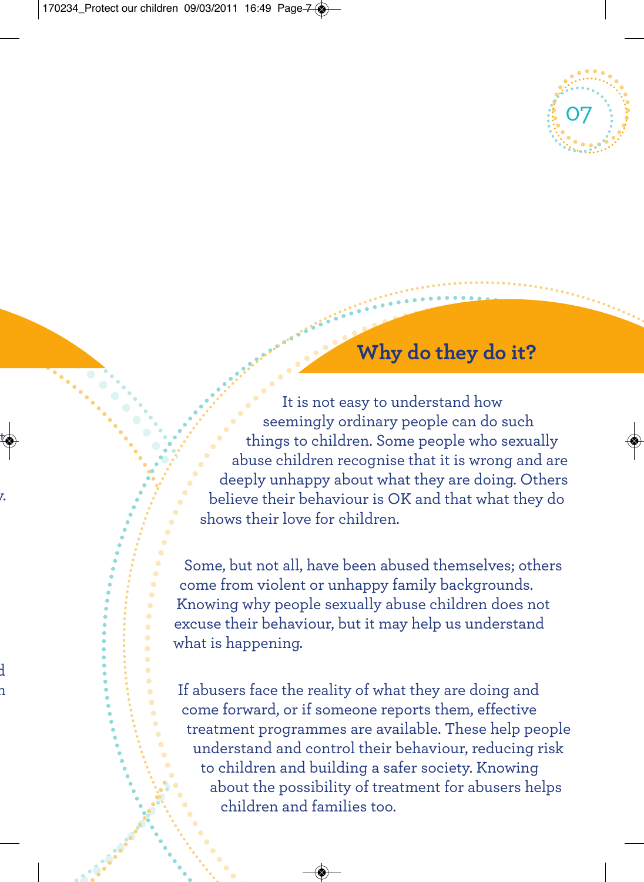## Why do they do it?

It is not easy to understand how seemingly ordinary people can do such things to children. Some people who sexually abuse children recognise that it is wrong and are deeply unhappy about what they are doing. Others believe their behaviour is OK and that what they do shows their love for children.

Some, but not all, have been abused themselves; others come from violent or unhappy family backgrounds. Knowing why people sexually abuse children does not excuse their behaviour, but it may help us understand what is happening.

If abusers face the reality of what they are doing and come forward, or if someone reports them, effective treatment programmes are available. These help people understand and control their behaviour, reducing risk to children and building a safer society. Knowing about the possibility of treatment for abusers helps children and families too.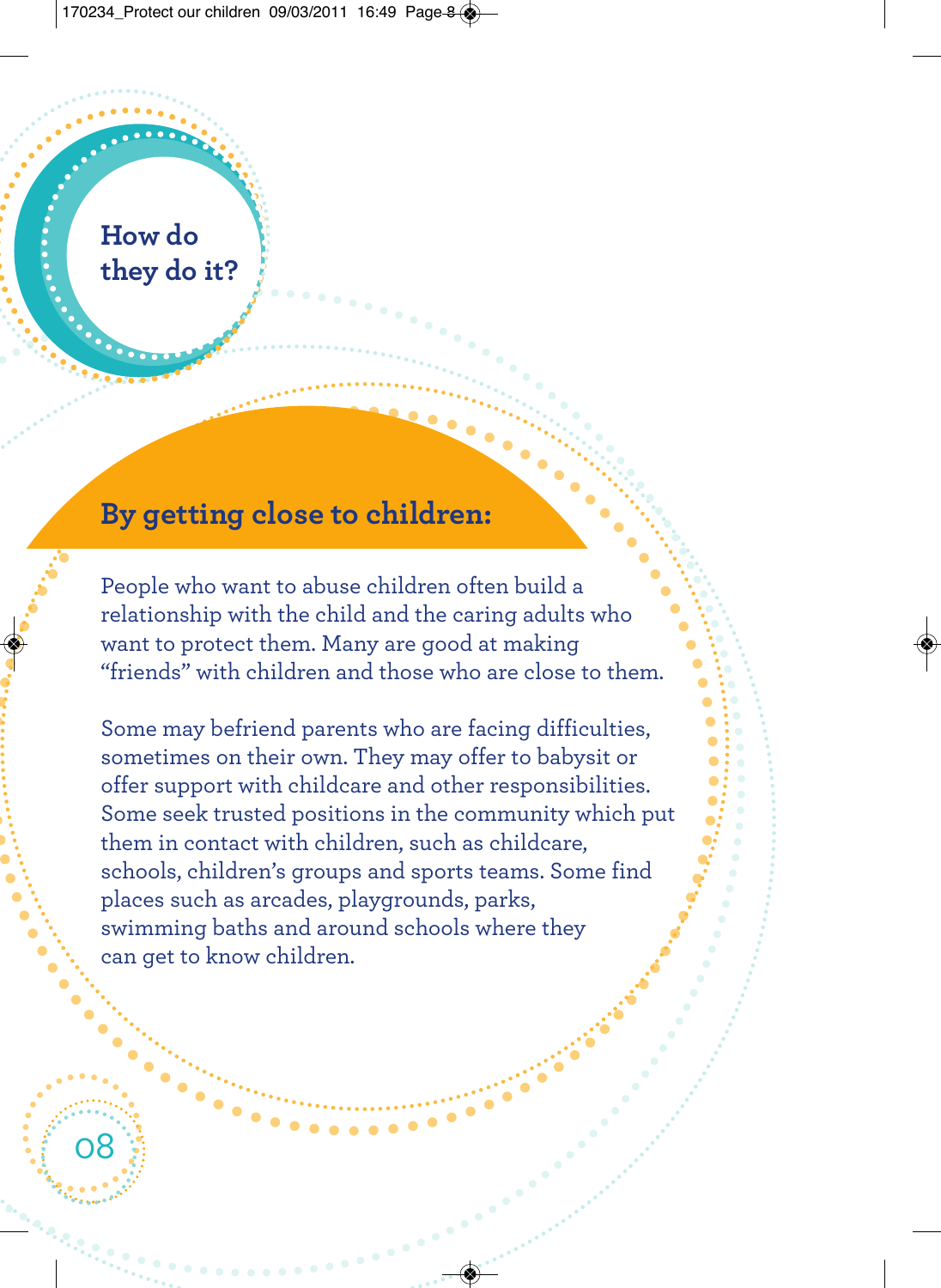## How do they do it?

### By getting close to children:

People who want to abuse children often build a relationship with the child and the caring adults who want to protect them. Many are good at making "friends" with children and those who are close to them.

Some may befriend parents who are facing difficulties, sometimes on their own. They may offer to babysit or offer support with childcare and other responsibilities. Some seek trusted positions in the community which put them in contact with children, such as childcare, schools, children's groups and sports teams. Some find places such as arcades, playgrounds, parks, swimming baths and around schools where they can get to know children.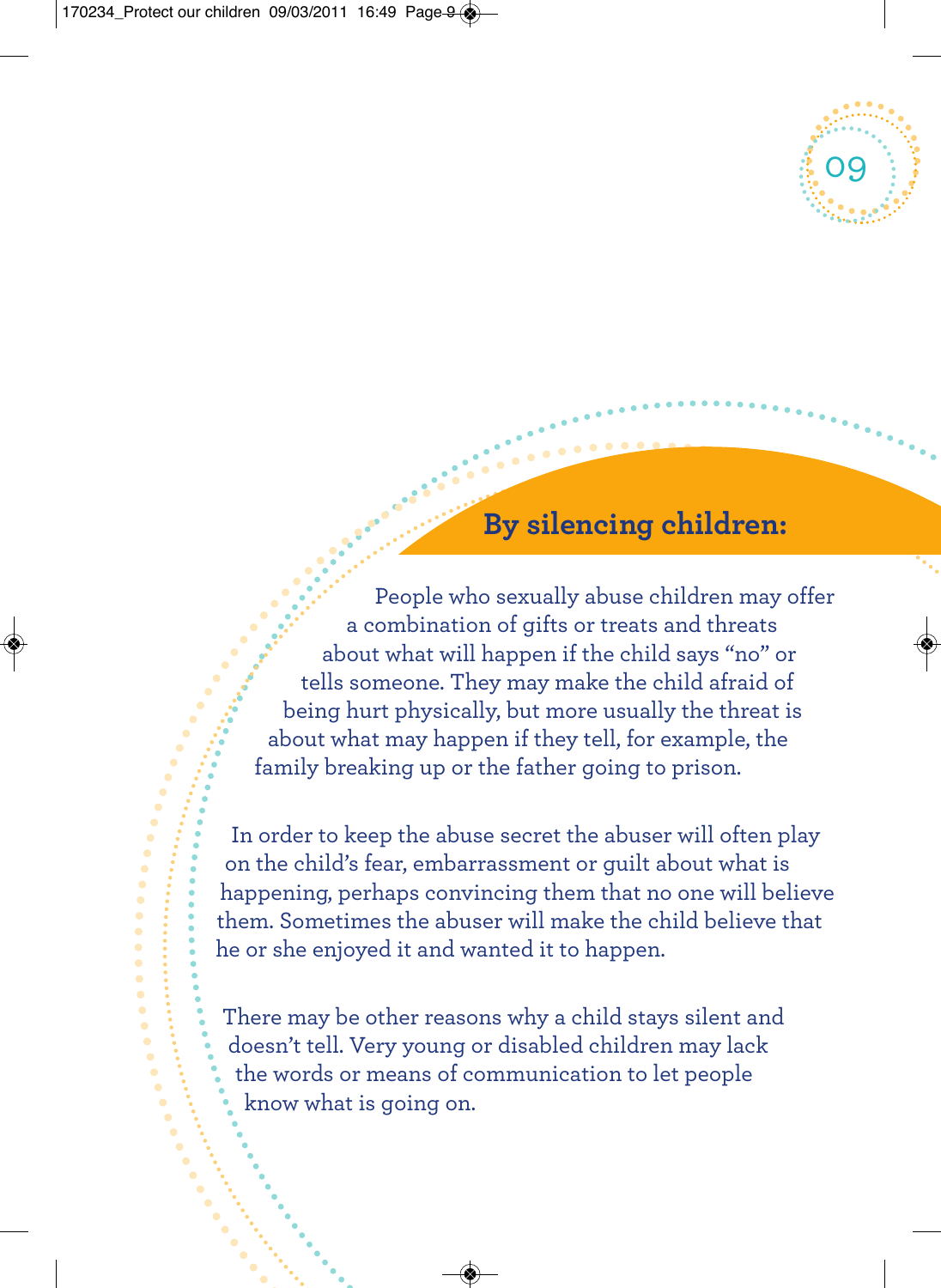## By silencing children:

People who sexually abuse children may offer a combination of gifts or treats and threats about what will happen if the child says "no" or tells someone. They may make the child afraid of being hurt physically, but more usually the threat is about what may happen if they tell, for example, the family breaking up or the father going to prison.

In order to keep the abuse secret the abuser will often play on the child's fear, embarrassment or guilt about what is happening, perhaps convincing them that no one will believe them. Sometimes the abuser will make the child believe that he or she enjoyed it and wanted it to happen.

There may be other reasons why a child stays silent and doesn't tell. Very young or disabled children may lack the words or means of communication to let people know what is going on.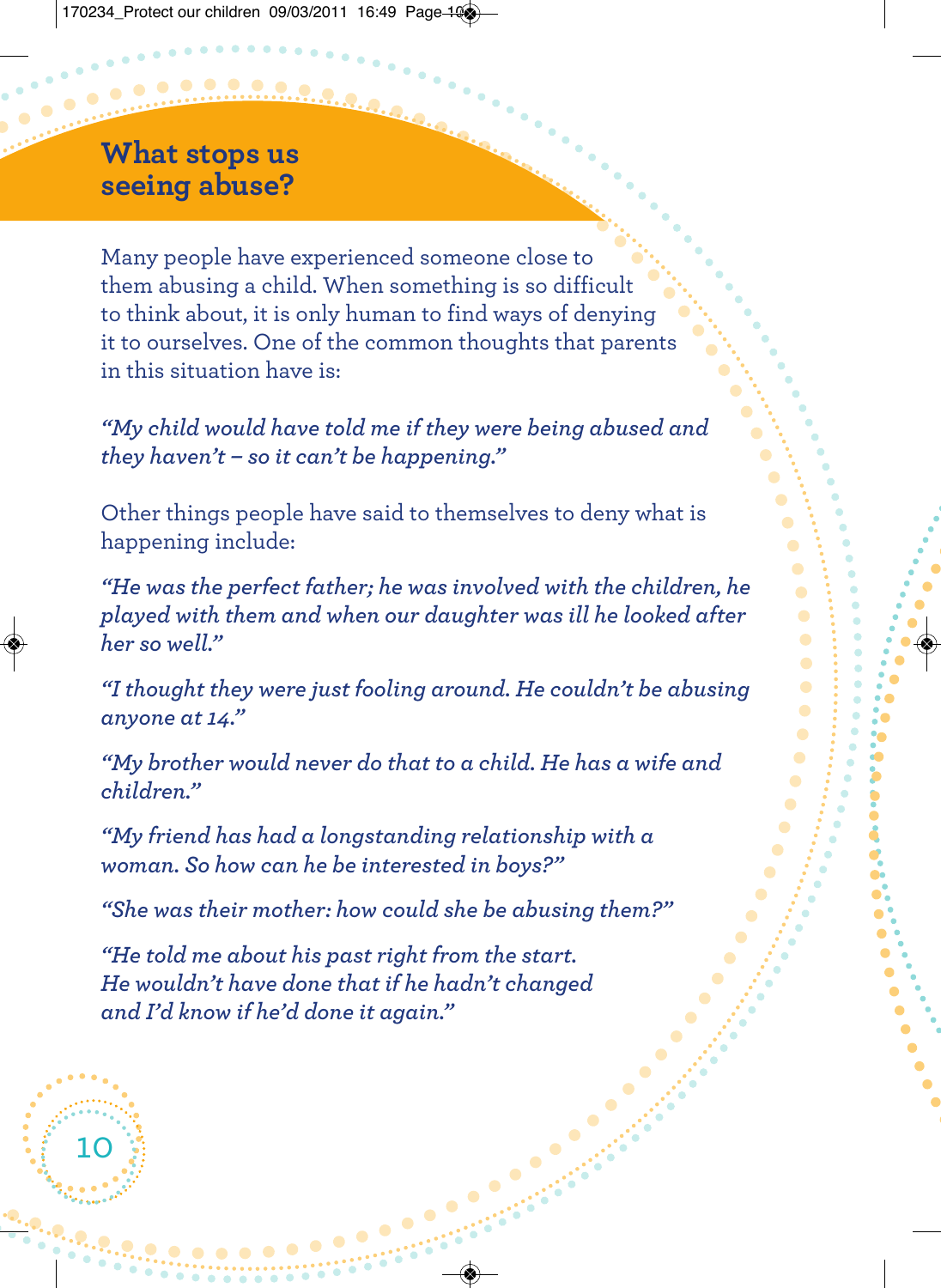## What stops us seeing abuse?

Many people have experienced someone close to them abusing a child. When something is so difficult to think about, it is only human to find ways of denying it to ourselves. One of the common thoughts that parents in this situation have is:

*"My child would have told me if they were being abused and they haven't – so it can't be happening."*

Other things people have said to themselves to deny what is happening include:

*"He was the perfect father; he was involved with the children, he played with them and when our daughter was ill he looked after her so well."*

*"I thought they were just fooling around. He couldn't be abusing anyone at 14."*

*"My brother would never do that to a child. He has a wife and children."*

*"My friend has had a longstanding relationship with a woman. So how can he be interested in boys?"*

*"She was their mother: how could she be abusing them?"*

*"He told me about his past right from the start. He wouldn't have done that if he hadn't changed and I'd know if he'd done it again."*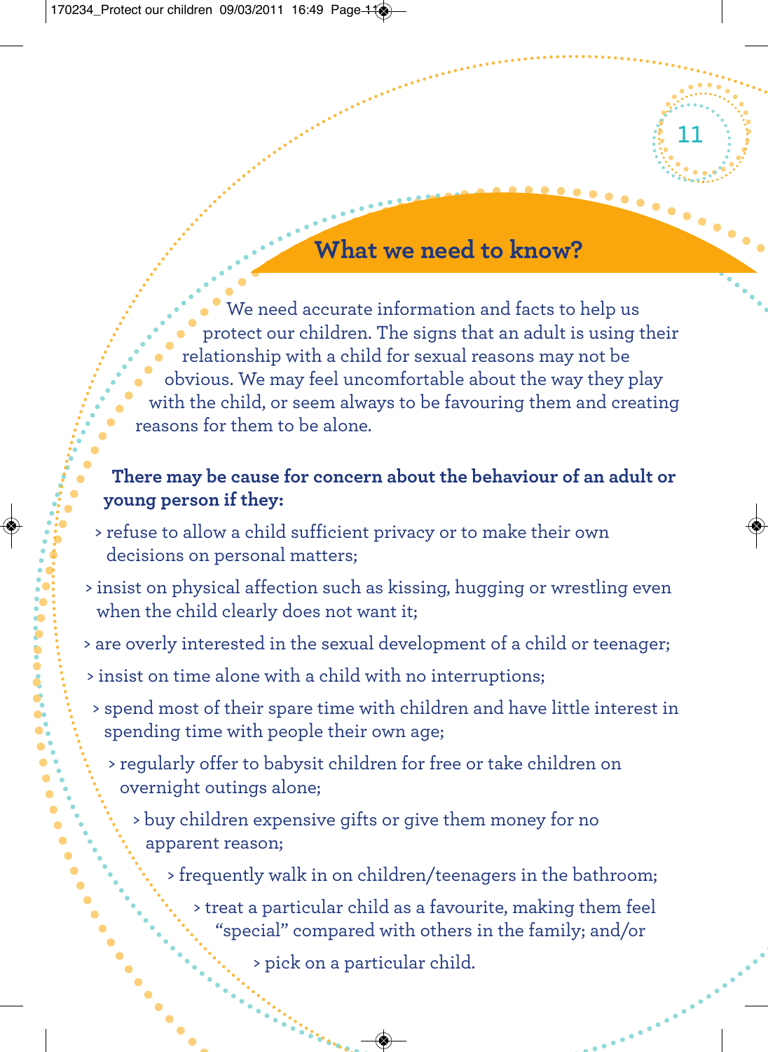## What we need to know?

We need accurate information and facts to help us protect our children. The signs that an adult is using their relationship with a child for sexual reasons may not be obvious. We may feel uncomfortable about the way they play with the child, or seem always to be favouring them and creating reasons for them to be alone.

**There may be cause for concern about the behaviour of an adult or young person if they:**

- refuse to allow a child sufficient privacy or to make their own decisions on personal matters;
- insist on physical affection such as kissing, hugging or wrestling even when the child clearly does not want it;
- are overly interested in the sexual development of a child or teenager;
- insist on time alone with a child with no interruptions;
- spend most of their spare time with children and have little interest in spending time with people their own age;
- regularly offer to babysit children for free or take children on overnight outings alone;
- buy children expensive gifts or give them money for no apparent reason;
- frequently walk in on children/teenagers in the bathroom;
- treat a particular child as a favourite, making them feel "special" compared with others in the family; and/or
- pick on a particular child.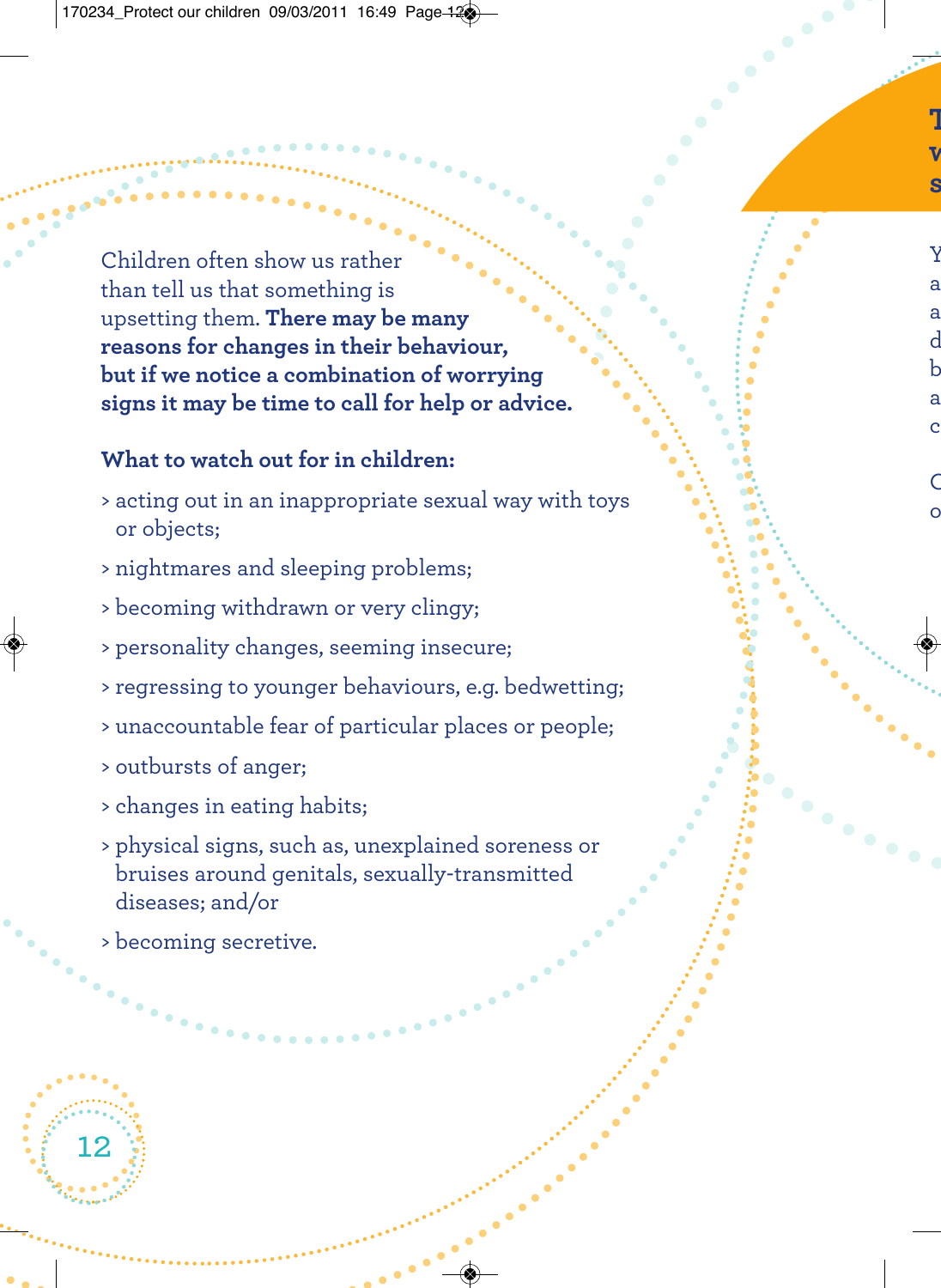Children often show us rather than tell us that something is upsetting them. **There may be many reasons for changes in their behaviour, but if we notice a combination of worrying signs it may be time to call for help or advice.**

**What to watch out for in children:**

- acting out in an inappropriate sexual way with toys or objects;
- nightmares and sleeping problems;
- becoming withdrawn or very clingy;
- personality changes, seeming insecure;
- regressing to younger behaviours, e.g. bedwetting;
- unaccountable fear of particular places or people;
- outbursts of anger;
- changes in eating habits;
- physical signs, such as, unexplained soreness or bruises around genitals, sexually-transmitted diseases; and/or
- becoming secretive.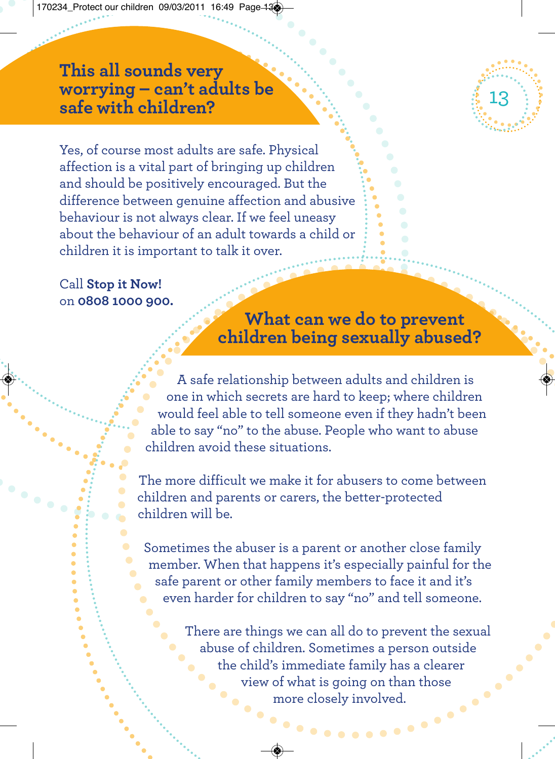## This all sounds very worrying – can't adults be safe with children?

Yes, of course most adults are safe. Physical affection is a vital part of bringing up children and should be positively encouraged. But the difference between genuine affection and abusive behaviour is not always clear. If we feel uneasy about the behaviour of an adult towards a child or children it is important to talk it over.

Call **Stop it Now!** on **0808 1000 900.**

## What can we do to prevent children being sexually abused?

A safe relationship between adults and children is one in which secrets are hard to keep; where children would feel able to tell someone even if they hadn't been able to say "no" to the abuse. People who want to abuse children avoid these situations.

The more difficult we make it for abusers to come between children and parents or carers, the better-protected children will be.

Sometimes the abuser is a parent or another close family member. When that happens it's especially painful for the safe parent or other family members to face it and it's even harder for children to say "no" and tell someone.

There are things we can all do to prevent the sexual abuse of children. Sometimes a person outside the child's immediate family has a clearer view of what is going on than those more closely involved.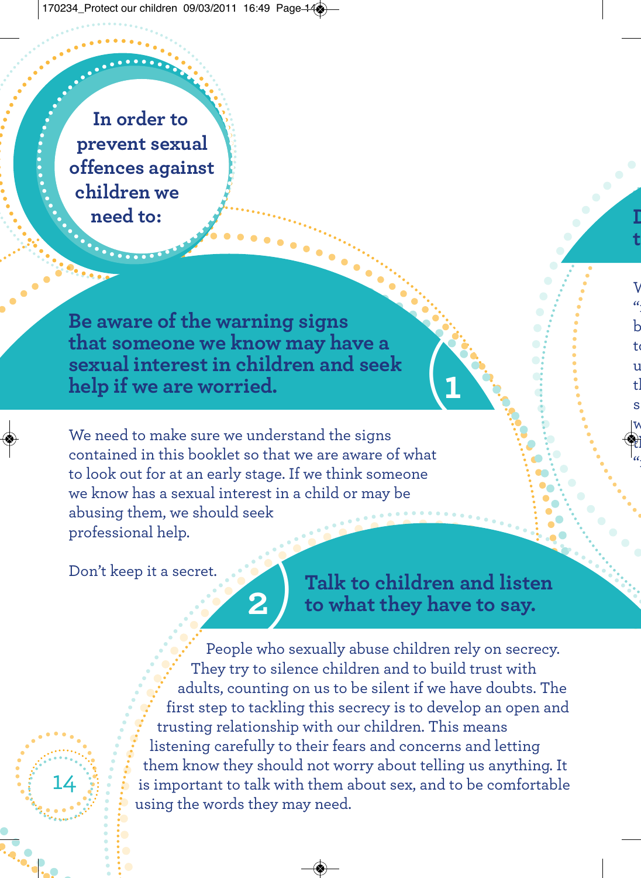## In order to prevent sexual offences against children we need to:

### 1. Be aware of the warning signs that someone we know may have a sexual interest in children and seek help if we are worried.

We need to make sure we understand the signs contained in this booklet so that we are aware of what to look out for at an early stage. If we think someone we know has a sexual interest in a child or may be abusing them, we should seek professional help.

Don't keep it a secret.

### 2. Talk to children and listen to what they have to say.

People who sexually abuse children rely on secrecy. They try to silence children and to build trust with adults, counting on us to be silent if we have doubts. The first step to tackling this secrecy is to develop an open and trusting relationship with our children. This means listening carefully to their fears and concerns and letting them know they should not worry about telling us anything. It is important to talk with them about sex, and to be comfortable using the words they may need.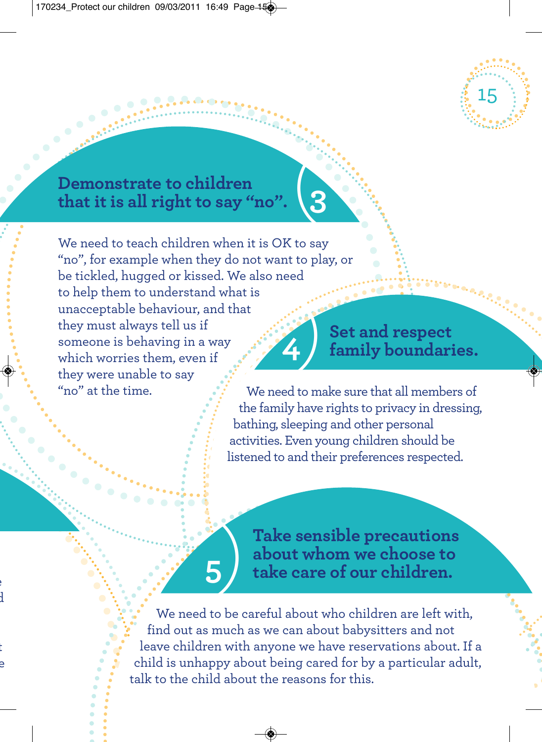## 3 Demonstrate to children that it is all right to say "no".

We need to teach children when it is OK to say "no", for example when they do not want to play, or be tickled, hugged or kissed. We also need to help them to understand what is unacceptable behaviour, and that they must always tell us if someone is behaving in a way which worries them, even if they were unable to say "no" at the time.

## 4 Set and respect family boundaries.

We need to make sure that all members of the family have rights to privacy in dressing, bathing, sleeping and other personal activities. Even young children should be listened to and their preferences respected.

## 5 Take sensible precautions about whom we choose to take care of our children.

We need to be careful about who children are left with, find out as much as we can about babysitters and not leave children with anyone we have reservations about. If a child is unhappy about being cared for by a particular adult, talk to the child about the reasons for this.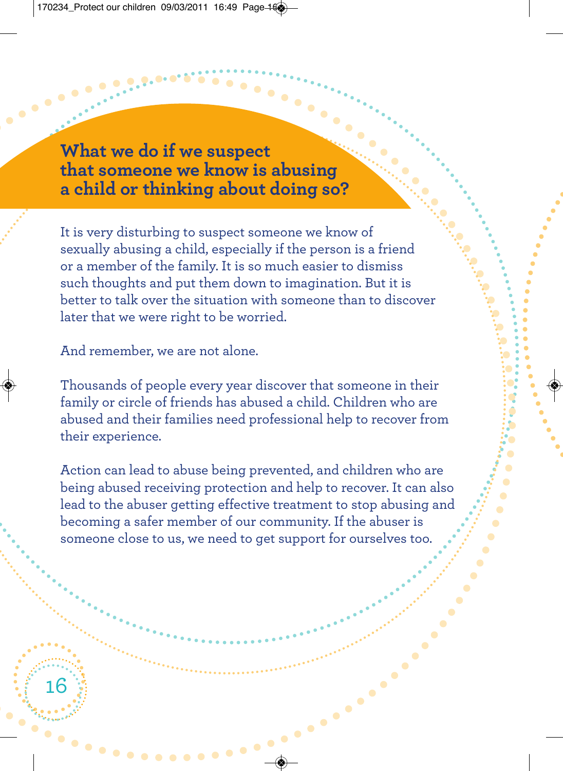## What we do if we suspect that someone we know is abusing a child or thinking about doing so?

It is very disturbing to suspect someone we know of sexually abusing a child, especially if the person is a friend or a member of the family. It is so much easier to dismiss such thoughts and put them down to imagination. But it is better to talk over the situation with someone than to discover later that we were right to be worried.

And remember, we are not alone.

Thousands of people every year discover that someone in their family or circle of friends has abused a child. Children who are abused and their families need professional help to recover from their experience.

Action can lead to abuse being prevented, and children who are being abused receiving protection and help to recover. It can also lead to the abuser getting effective treatment to stop abusing and becoming a safer member of our community. If the abuser is someone close to us, we need to get support for ourselves too.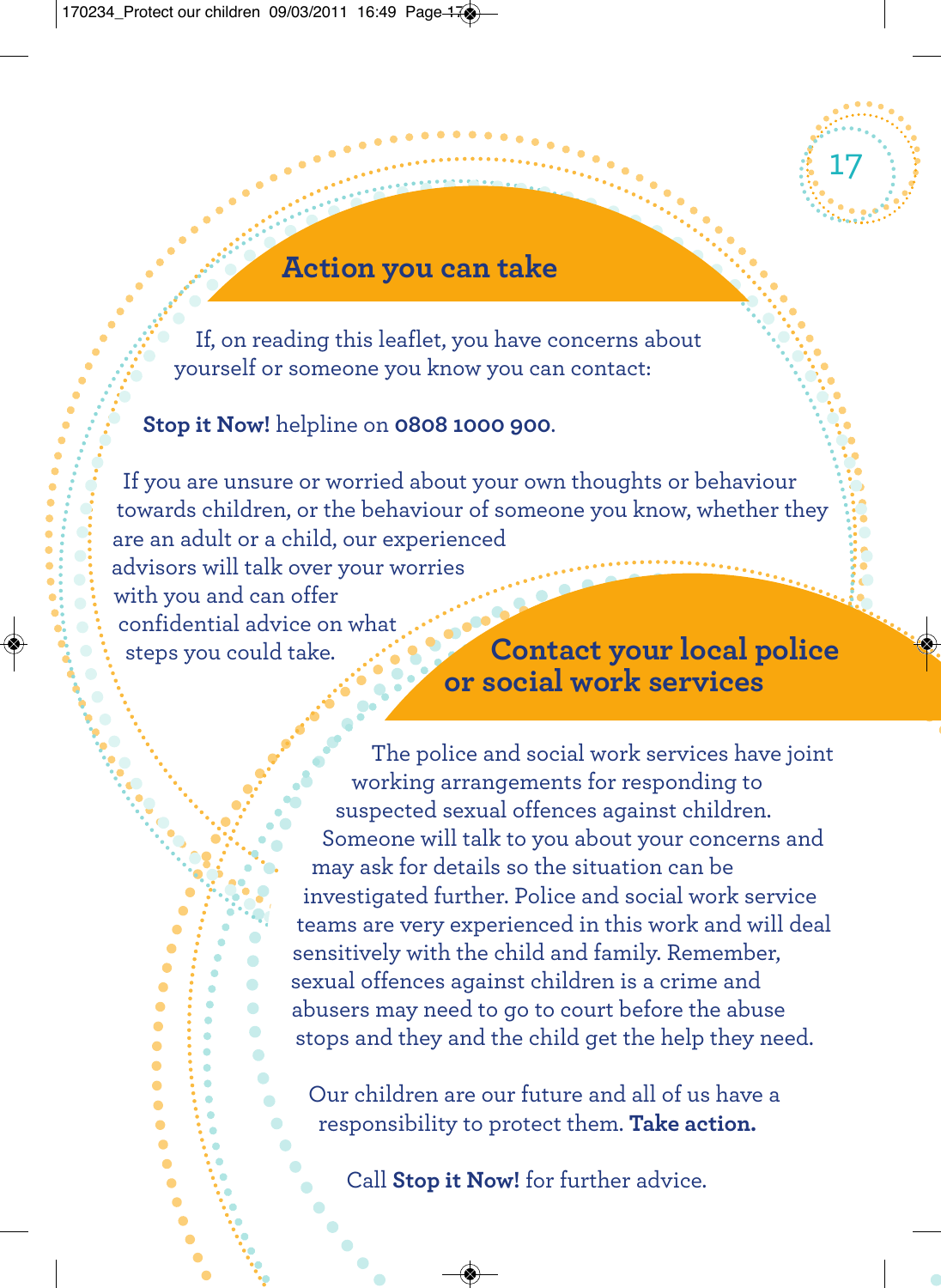## Action you can take

If, on reading this leaflet, you have concerns about yourself or someone you know you can contact:

**Stop it Now!** helpline on **0808 1000 900**.

If you are unsure or worried about your own thoughts or behaviour towards children, or the behaviour of someone you know, whether they are an adult or a child, our experienced advisors will talk over your worries with you and can offer confidential advice on what steps you could take.

## Contact your local police or social work services

The police and social work services have joint working arrangements for responding to suspected sexual offences against children. Someone will talk to you about your concerns and may ask for details so the situation can be investigated further. Police and social work service teams are very experienced in this work and will deal sensitively with the child and family. Remember, sexual offences against children is a crime and abusers may need to go to court before the abuse stops and they and the child get the help they need.

Our children are our future and all of us have a responsibility to protect them. **Take action.**

Call **Stop it Now!** for further advice.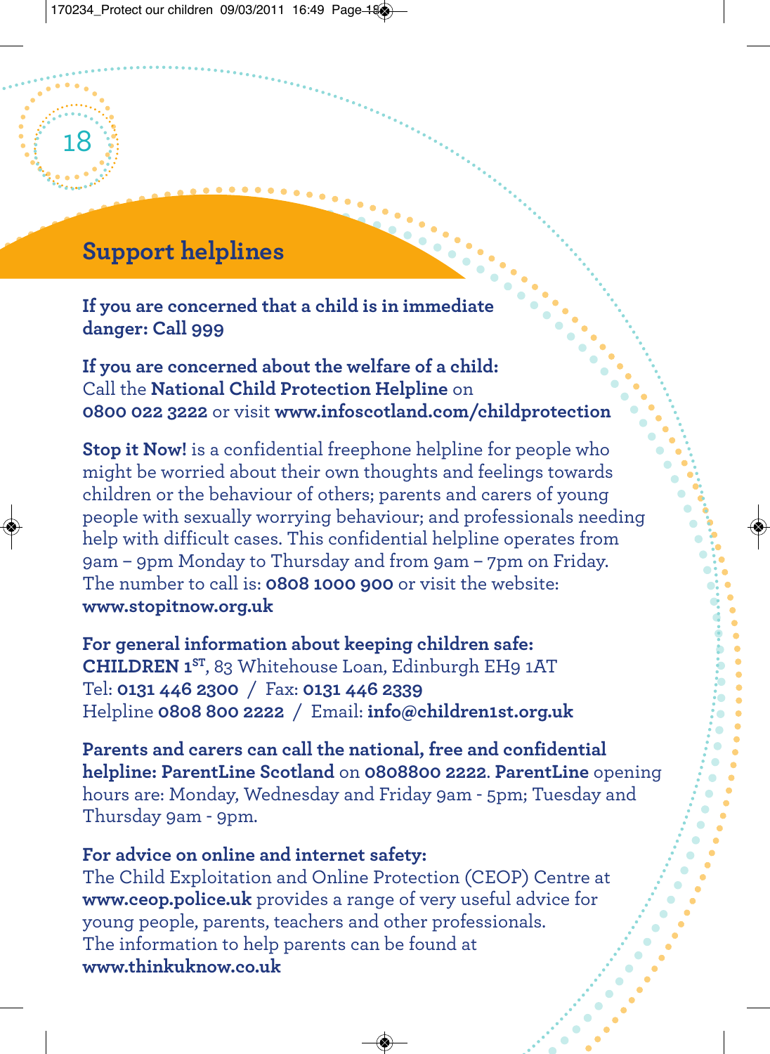## Support helplines

**If you are concerned that a child is in immediate danger: Call 999**

**If you are concerned about the welfare of a child:**
Call the **National Child Protection Helpline** on **0800 022 3222** or visit **www.infoscotland.com/childprotection**

**Stop it Now!** is a confidential freephone helpline for people who might be worried about their own thoughts and feelings towards children or the behaviour of others; parents and carers of young people with sexually worrying behaviour; and professionals needing help with difficult cases. This confidential helpline operates from 9am – 9pm Monday to Thursday and from 9am – 7pm on Friday. The number to call is: **0808 1000 900** or visit the website: **www.stopitnow.org.uk**

**For general information about keeping children safe:**
**CHILDREN 1ST**, 83 Whitehouse Loan, Edinburgh EH9 1AT
Tel: **0131 446 2300** / Fax: **0131 446 2339**
Helpline **0808 800 2222** / Email: **info@children1st.org.uk**

**Parents and carers can call the national, free and confidential helpline: ParentLine Scotland** on **0808800 2222**. **ParentLine** opening hours are: Monday, Wednesday and Friday 9am - 5pm; Tuesday and Thursday 9am - 9pm.

**For advice on online and internet safety:**
The Child Exploitation and Online Protection (CEOP) Centre at **www.ceop.police.uk** provides a range of very useful advice for young people, parents, teachers and other professionals. The information to help parents can be found at **www.thinkuknow.co.uk**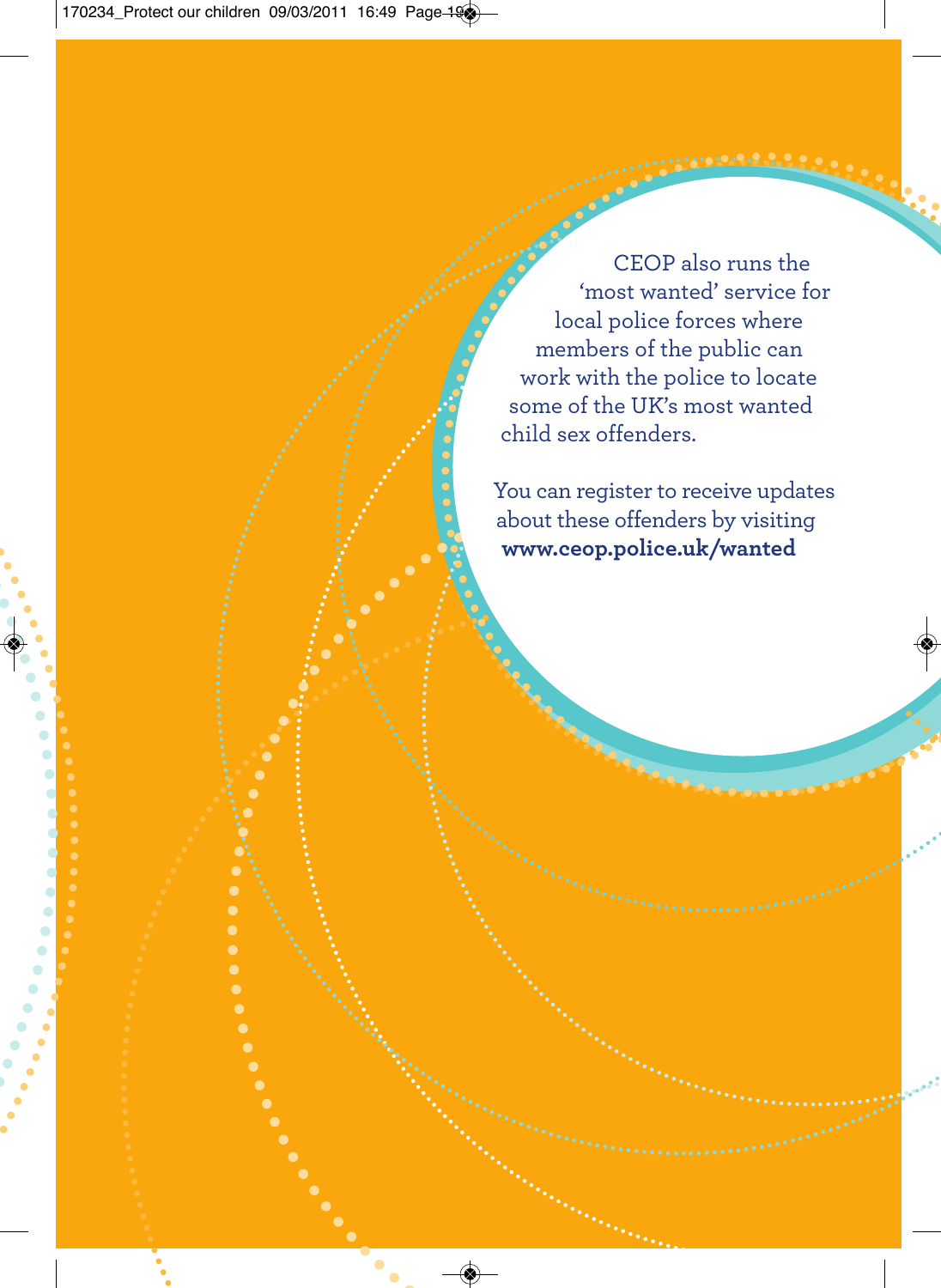CEOP also runs the 'most wanted' service for local police forces where members of the public can work with the police to locate some of the UK's most wanted child sex offenders.

You can register to receive updates about these offenders by visiting **www.ceop.police.uk/wanted**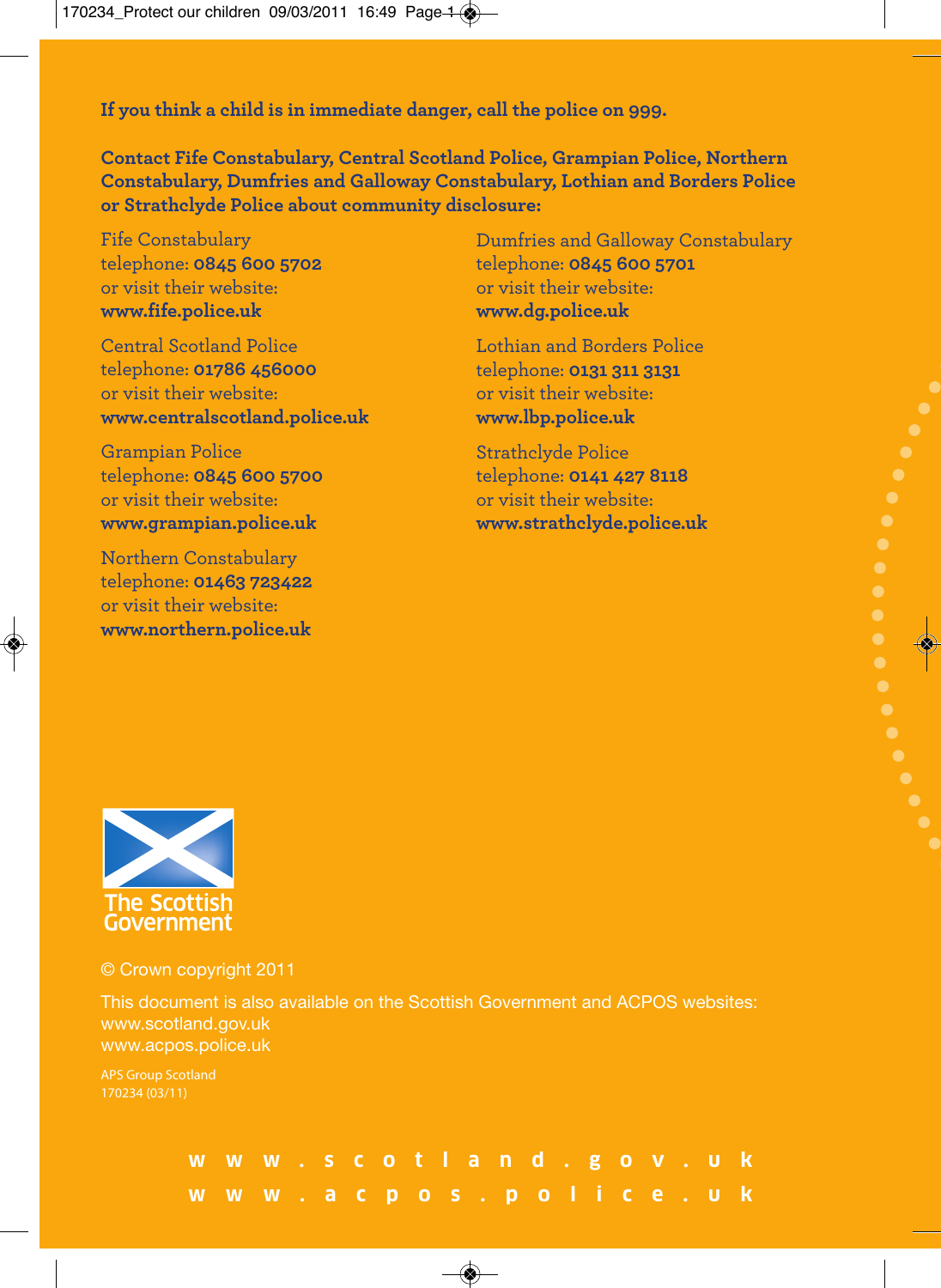**If you think a child is in immediate danger, call the police on 999.**

**Contact Fife Constabulary, Central Scotland Police, Grampian Police, Northern Constabulary, Dumfries and Galloway Constabulary, Lothian and Borders Police or Strathclyde Police about community disclosure:**

Fife Constabulary
telephone: **0845 600 5702**
or visit their website:
**www.fife.police.uk**

Central Scotland Police
telephone: **01786 456000**
or visit their website:
**www.centralscotland.police.uk**

Grampian Police
telephone: **0845 600 5700**
or visit their website:
**www.grampian.police.uk**

Northern Constabulary
telephone: **01463 723422**
or visit their website:
**www.northern.police.uk**

Dumfries and Galloway Constabulary
telephone: **0845 600 5701**
or visit their website:
**www.dg.police.uk**

Lothian and Borders Police
telephone: **0131 311 3131**
or visit their website:
**www.lbp.police.uk**

Strathclyde Police
telephone: **0141 427 8118**
or visit their website:
**www.strathclyde.police.uk**

The Scottish Government

© Crown copyright 2011

This document is also available on the Scottish Government and ACPOS websites:
www.scotland.gov.uk
www.acpos.police.uk

APS Group Scotland
170234 (03/11)

**www.scotland.gov.uk**
**www.acpos.police.uk**